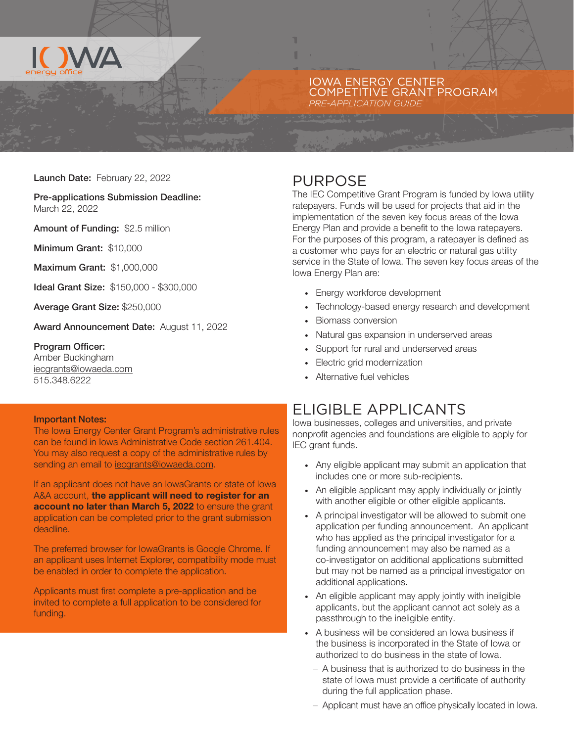# IOWA ENERGY CENTER COMPETITIVE GRANT PROGRAM

*PRE-APPLICATION GUIDE*

**Launch Date:** February 22, 2022

**Pre-applications Submission Deadline:** March 22, 2022

**Amount of Funding:** $2.5 million

**Minimum Grant:** $10,000

**Maximum Grant:** $1,000,000

**Ideal Grant Size:** $150,000 - $300,000

**Average Grant Size:** $250,000

**Award Announcement Date:** August 11, 2022

**Program Officer:**
Amber Buckingham
iecgrants@iowaeda.com
515.348.6222

**Important Notes:**

The Iowa Energy Center Grant Program's administrative rules can be found in Iowa Administrative Code section 261.404. You may also request a copy of the administrative rules by sending an email to iecgrants@iowaeda.com.

If an applicant does not have an IowaGrants or state of Iowa A&A account, **the applicant will need to register for an account no later than March 5, 2022** to ensure the grant application can be completed prior to the grant submission deadline.

The preferred browser for IowaGrants is Google Chrome. If an applicant uses Internet Explorer, compatibility mode must be enabled in order to complete the application.

Applicants must first complete a pre-application and be invited to complete a full application to be considered for funding.

## PURPOSE

The IEC Competitive Grant Program is funded by Iowa utility ratepayers. Funds will be used for projects that aid in the implementation of the seven key focus areas of the Iowa Energy Plan and provide a benefit to the Iowa ratepayers. For the purposes of this program, a ratepayer is defined as a customer who pays for an electric or natural gas utility service in the State of Iowa. The seven key focus areas of the Iowa Energy Plan are:

- Energy workforce development
- Technology-based energy research and development
- Biomass conversion
- Natural gas expansion in underserved areas
- Support for rural and underserved areas
- Electric grid modernization
- Alternative fuel vehicles

## ELIGIBLE APPLICANTS

Iowa businesses, colleges and universities, and private nonprofit agencies and foundations are eligible to apply for IEC grant funds.

- Any eligible applicant may submit an application that includes one or more sub-recipients.
- An eligible applicant may apply individually or jointly with another eligible or other eligible applicants.
- A principal investigator will be allowed to submit one application per funding announcement. An applicant who has applied as the principal investigator for a funding announcement may also be named as a co-investigator on additional applications submitted but may not be named as a principal investigator on additional applications.
- An eligible applicant may apply jointly with ineligible applicants, but the applicant cannot act solely as a passthrough to the ineligible entity.
- A business will be considered an Iowa business if the business is incorporated in the State of Iowa or authorized to do business in the state of Iowa.
  - A business that is authorized to do business in the state of Iowa must provide a certificate of authority during the full application phase.
  - Applicant must have an office physically located in Iowa.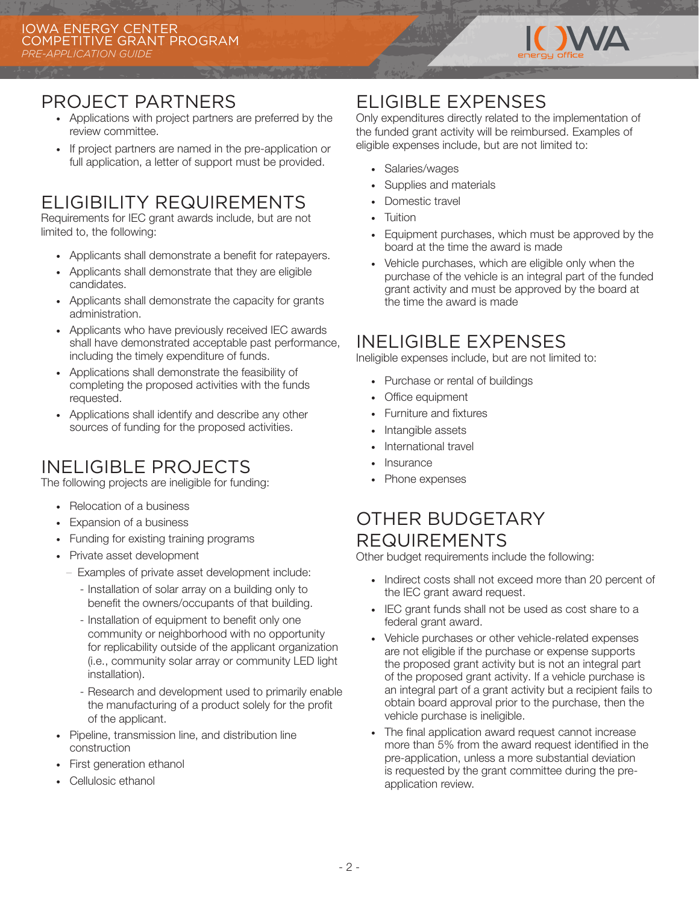## PROJECT PARTNERS

- Applications with project partners are preferred by the review committee.
- If project partners are named in the pre-application or full application, a letter of support must be provided.

## ELIGIBILITY REQUIREMENTS

Requirements for IEC grant awards include, but are not limited to, the following:

- Applicants shall demonstrate a benefit for ratepayers.
- Applicants shall demonstrate that they are eligible candidates.
- Applicants shall demonstrate the capacity for grants administration.
- Applicants who have previously received IEC awards shall have demonstrated acceptable past performance, including the timely expenditure of funds.
- Applications shall demonstrate the feasibility of completing the proposed activities with the funds requested.
- Applications shall identify and describe any other sources of funding for the proposed activities.

## INELIGIBLE PROJECTS

The following projects are ineligible for funding:

- Relocation of a business
- Expansion of a business
- Funding for existing training programs
- Private asset development
  - Examples of private asset development include:
    - Installation of solar array on a building only to benefit the owners/occupants of that building.
    - Installation of equipment to benefit only one community or neighborhood with no opportunity for replicability outside of the applicant organization (i.e., community solar array or community LED light installation).
    - Research and development used to primarily enable the manufacturing of a product solely for the profit of the applicant.
- Pipeline, transmission line, and distribution line construction
- First generation ethanol
- Cellulosic ethanol

## ELIGIBLE EXPENSES

Only expenditures directly related to the implementation of the funded grant activity will be reimbursed. Examples of eligible expenses include, but are not limited to:

- Salaries/wages
- Supplies and materials
- Domestic travel
- Tuition
- Equipment purchases, which must be approved by the board at the time the award is made
- Vehicle purchases, which are eligible only when the purchase of the vehicle is an integral part of the funded grant activity and must be approved by the board at the time the award is made

## INELIGIBLE EXPENSES

Ineligible expenses include, but are not limited to:

- Purchase or rental of buildings
- Office equipment
- Furniture and fixtures
- Intangible assets
- International travel
- Insurance
- Phone expenses

## OTHER BUDGETARY REQUIREMENTS

Other budget requirements include the following:

- Indirect costs shall not exceed more than 20 percent of the IEC grant award request.
- IEC grant funds shall not be used as cost share to a federal grant award.
- Vehicle purchases or other vehicle-related expenses are not eligible if the purchase or expense supports the proposed grant activity but is not an integral part of the proposed grant activity. If a vehicle purchase is an integral part of a grant activity but a recipient fails to obtain board approval prior to the purchase, then the vehicle purchase is ineligible.
- The final application award request cannot increase more than 5% from the award request identified in the pre-application, unless a more substantial deviation is requested by the grant committee during the pre-application review.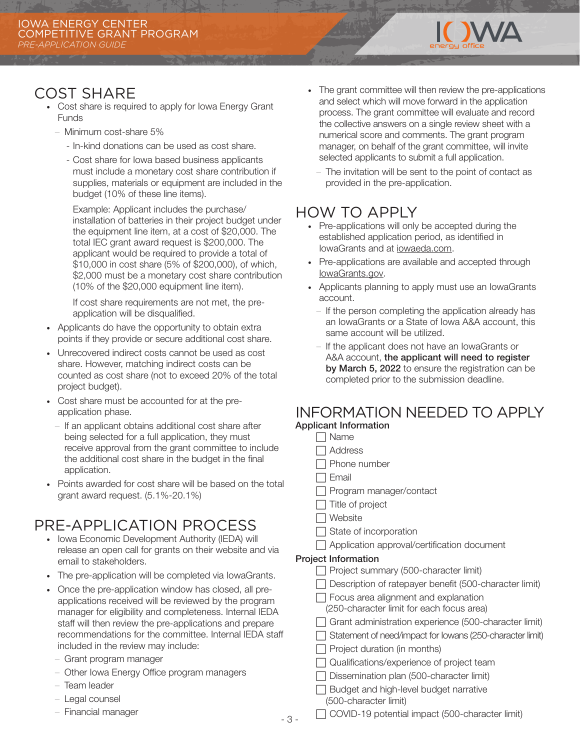## COST SHARE

- Cost share is required to apply for Iowa Energy Grant Funds
  - Minimum cost-share 5%
    - In-kind donations can be used as cost share.
    - Cost share for Iowa based business applicants must include a monetary cost share contribution if supplies, materials or equipment are included in the budget (10% of these line items).

      Example: Applicant includes the purchase/installation of batteries in their project budget under the equipment line item, at a cost of $20,000. The total IEC grant award request is $200,000. The applicant would be required to provide a total of $10,000 in cost share (5% of $200,000), of which, $2,000 must be a monetary cost share contribution (10% of the $20,000 equipment line item).

      If cost share requirements are not met, the pre-application will be disqualified.
- Applicants do have the opportunity to obtain extra points if they provide or secure additional cost share.
- Unrecovered indirect costs cannot be used as cost share. However, matching indirect costs can be counted as cost share (not to exceed 20% of the total project budget).
- Cost share must be accounted for at the pre-application phase.
  - If an applicant obtains additional cost share after being selected for a full application, they must receive approval from the grant committee to include the additional cost share in the budget in the final application.
- Points awarded for cost share will be based on the total grant award request. (5.1%-20.1%)

## PRE-APPLICATION PROCESS

- Iowa Economic Development Authority (IEDA) will release an open call for grants on their website and via email to stakeholders.
- The pre-application will be completed via IowaGrants.
- Once the pre-application window has closed, all pre-applications received will be reviewed by the program manager for eligibility and completeness. Internal IEDA staff will then review the pre-applications and prepare recommendations for the committee. Internal IEDA staff included in the review may include:
  - Grant program manager
  - Other Iowa Energy Office program managers
  - Team leader
  - Legal counsel
  - Financial manager
- The grant committee will then review the pre-applications and select which will move forward in the application process. The grant committee will evaluate and record the collective answers on a single review sheet with a numerical score and comments. The grant program manager, on behalf of the grant committee, will invite selected applicants to submit a full application.
  - The invitation will be sent to the point of contact as provided in the pre-application.

## HOW TO APPLY

- Pre-applications will only be accepted during the established application period, as identified in IowaGrants and at iowaeda.com.
- Pre-applications are available and accepted through IowaGrants.gov.
- Applicants planning to apply must use an IowaGrants account.
  - If the person completing the application already has an IowaGrants or a State of Iowa A&A account, this same account will be utilized.
  - If the applicant does not have an IowaGrants or A&A account, **the applicant will need to register by March 5, 2022** to ensure the registration can be completed prior to the submission deadline.

## INFORMATION NEEDED TO APPLY

**Applicant Information**

- [ ] Name
- [ ] Address
- [ ] Phone number
- [ ] Email
- [ ] Program manager/contact
- [ ] Title of project
- [ ] Website
- [ ] State of incorporation
- [ ] Application approval/certification document

**Project Information**

- [ ] Project summary (500-character limit)
- [ ] Description of ratepayer benefit (500-character limit)
- [ ] Focus area alignment and explanation (250-character limit for each focus area)
- [ ] Grant administration experience (500-character limit)
- [ ] Statement of need/impact for Iowans (250-character limit)
- [ ] Project duration (in months)
- [ ] Qualifications/experience of project team
- [ ] Dissemination plan (500-character limit)
- [ ] Budget and high-level budget narrative (500-character limit)
- [ ] COVID-19 potential impact (500-character limit)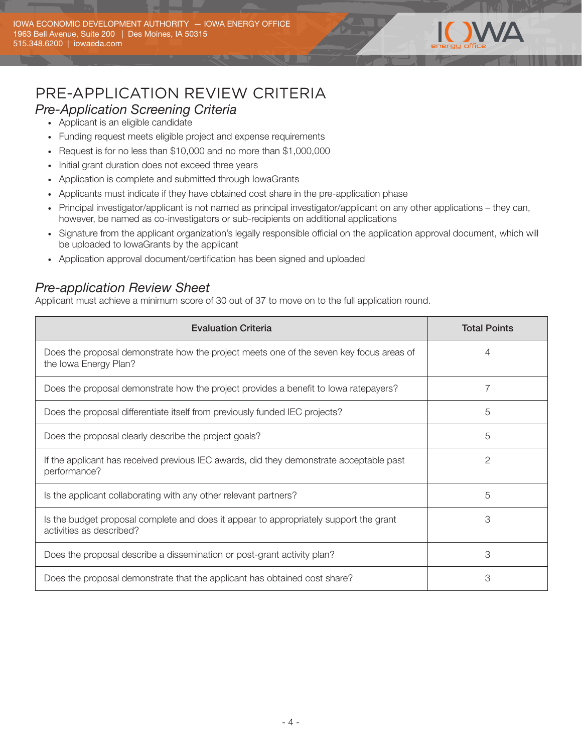# PRE-APPLICATION REVIEW CRITERIA

## *Pre-Application Screening Criteria*

- Applicant is an eligible candidate
- Funding request meets eligible project and expense requirements
- Request is for no less than $10,000 and no more than $1,000,000
- Initial grant duration does not exceed three years
- Application is complete and submitted through IowaGrants
- Applicants must indicate if they have obtained cost share in the pre-application phase
- Principal investigator/applicant is not named as principal investigator/applicant on any other applications – they can, however, be named as co-investigators or sub-recipients on additional applications
- Signature from the applicant organization's legally responsible official on the application approval document, which will be uploaded to IowaGrants by the applicant
- Application approval document/certification has been signed and uploaded

## *Pre-application Review Sheet*

Applicant must achieve a minimum score of 30 out of 37 to move on to the full application round.

| Evaluation Criteria | Total Points |
|---|---|
| Does the proposal demonstrate how the project meets one of the seven key focus areas of the Iowa Energy Plan? | 4 |
| Does the proposal demonstrate how the project provides a benefit to Iowa ratepayers? | 7 |
| Does the proposal differentiate itself from previously funded IEC projects? | 5 |
| Does the proposal clearly describe the project goals? | 5 |
| If the applicant has received previous IEC awards, did they demonstrate acceptable past performance? | 2 |
| Is the applicant collaborating with any other relevant partners? | 5 |
| Is the budget proposal complete and does it appear to appropriately support the grant activities as described? | 3 |
| Does the proposal describe a dissemination or post-grant activity plan? | 3 |
| Does the proposal demonstrate that the applicant has obtained cost share? | 3 |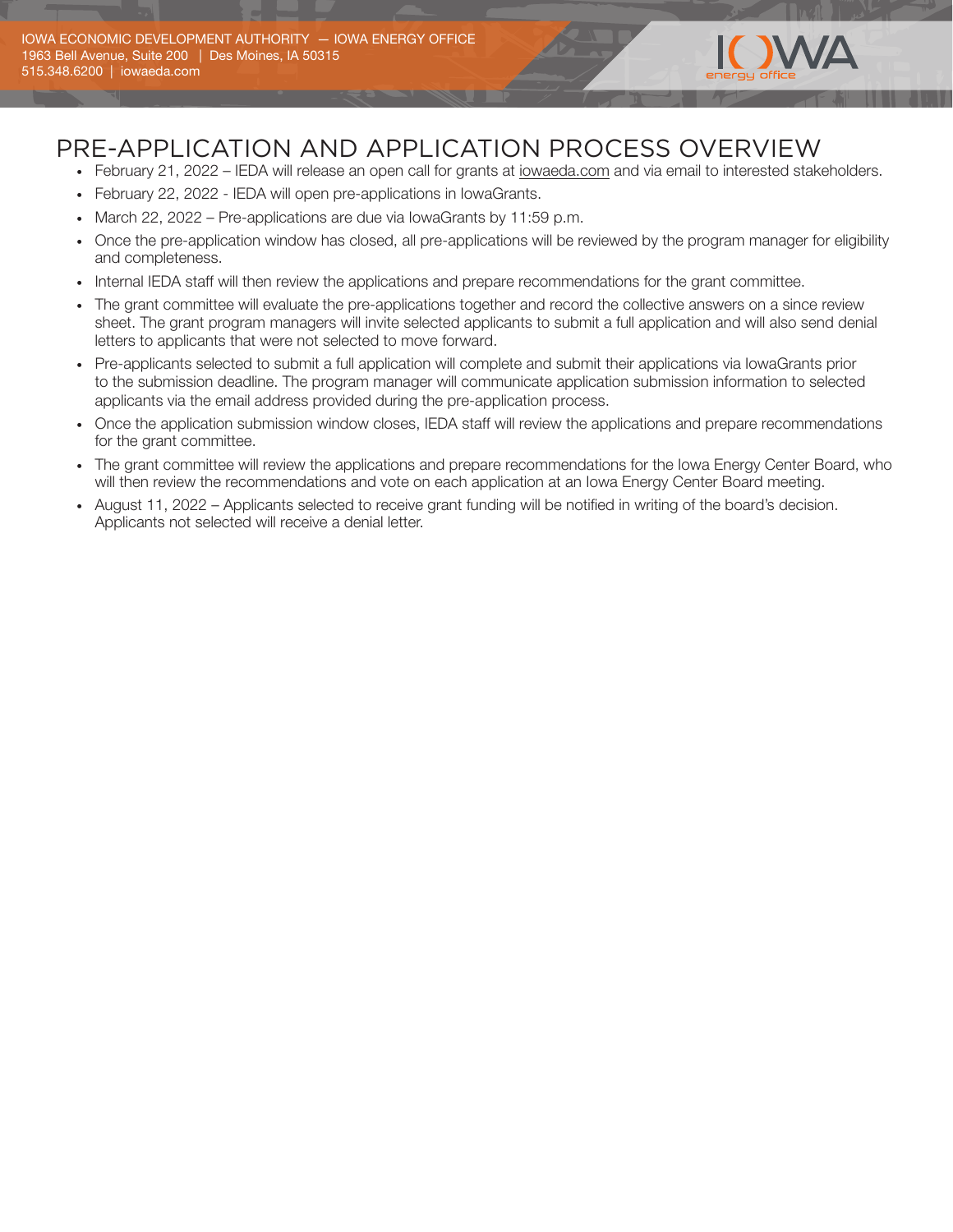# PRE-APPLICATION AND APPLICATION PROCESS OVERVIEW

- February 21, 2022 – IEDA will release an open call for grants at iowaeda.com and via email to interested stakeholders.
- February 22, 2022 - IEDA will open pre-applications in IowaGrants.
- March 22, 2022 – Pre-applications are due via IowaGrants by 11:59 p.m.
- Once the pre-application window has closed, all pre-applications will be reviewed by the program manager for eligibility and completeness.
- Internal IEDA staff will then review the applications and prepare recommendations for the grant committee.
- The grant committee will evaluate the pre-applications together and record the collective answers on a since review sheet. The grant program managers will invite selected applicants to submit a full application and will also send denial letters to applicants that were not selected to move forward.
- Pre-applicants selected to submit a full application will complete and submit their applications via IowaGrants prior to the submission deadline. The program manager will communicate application submission information to selected applicants via the email address provided during the pre-application process.
- Once the application submission window closes, IEDA staff will review the applications and prepare recommendations for the grant committee.
- The grant committee will review the applications and prepare recommendations for the Iowa Energy Center Board, who will then review the recommendations and vote on each application at an Iowa Energy Center Board meeting.
- August 11, 2022 – Applicants selected to receive grant funding will be notified in writing of the board's decision. Applicants not selected will receive a denial letter.